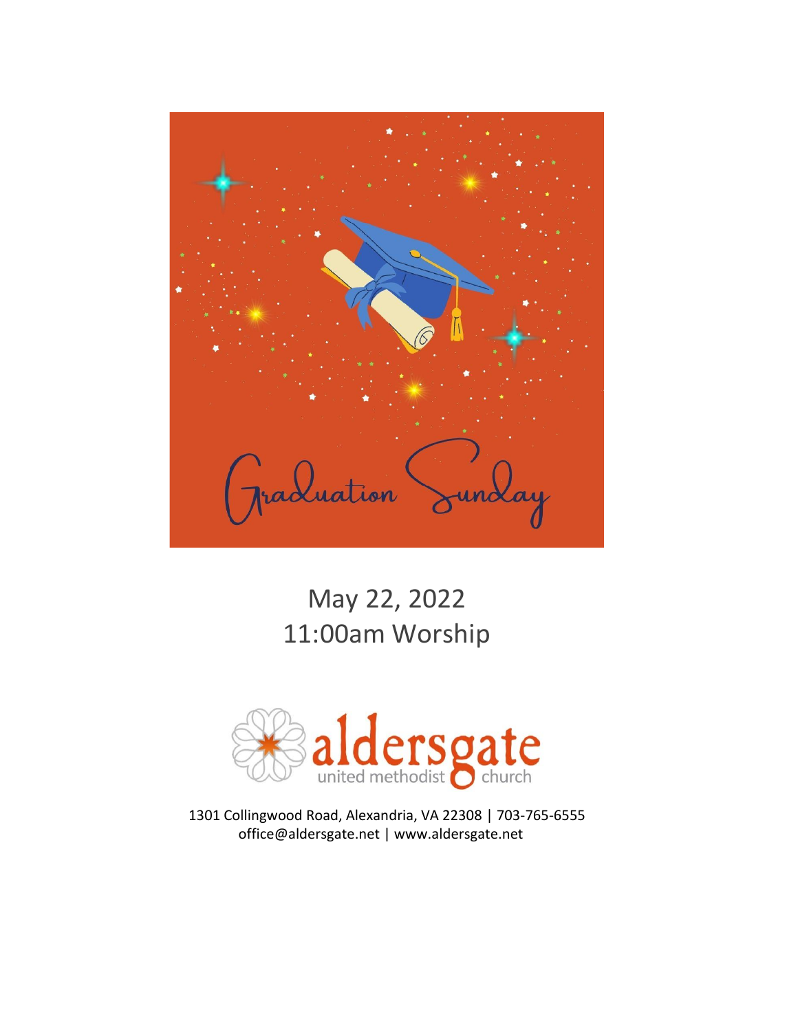# Graduation Sunday

May 22, 2022

11:00am Worship

aldersgate united methodist church

1301 Collingwood Road, Alexandria, VA 22308 | 703-765-6555

office@aldersgate.net | www.aldersgate.net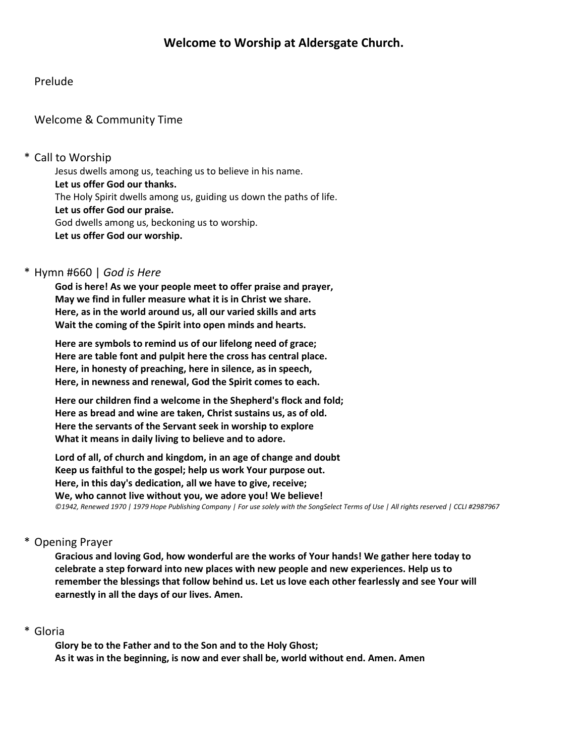# Welcome to Worship at Aldersgate Church.

Prelude

Welcome & Community Time

\* Call to Worship

Jesus dwells among us, teaching us to believe in his name.
**Let us offer God our thanks.**
The Holy Spirit dwells among us, guiding us down the paths of life.
**Let us offer God our praise.**
God dwells among us, beckoning us to worship.
**Let us offer God our worship.**

\* Hymn #660 | *God is Here*

**God is here! As we your people meet to offer praise and prayer,**
**May we find in fuller measure what it is in Christ we share.**
**Here, as in the world around us, all our varied skills and arts**
**Wait the coming of the Spirit into open minds and hearts.**

**Here are symbols to remind us of our lifelong need of grace;**
**Here are table font and pulpit here the cross has central place.**
**Here, in honesty of preaching, here in silence, as in speech,**
**Here, in newness and renewal, God the Spirit comes to each.**

**Here our children find a welcome in the Shepherd's flock and fold;**
**Here as bread and wine are taken, Christ sustains us, as of old.**
**Here the servants of the Servant seek in worship to explore**
**What it means in daily living to believe and to adore.**

**Lord of all, of church and kingdom, in an age of change and doubt**
**Keep us faithful to the gospel; help us work Your purpose out.**
**Here, in this day's dedication, all we have to give, receive;**
**We, who cannot live without you, we adore you! We believe!**

*©1942, Renewed 1970 | 1979 Hope Publishing Company | For use solely with the SongSelect Terms of Use | All rights reserved | CCLI #2987967*

\* Opening Prayer

**Gracious and loving God, how wonderful are the works of Your hands! We gather here today to celebrate a step forward into new places with new people and new experiences. Help us to remember the blessings that follow behind us. Let us love each other fearlessly and see Your will earnestly in all the days of our lives. Amen.**

\* Gloria

**Glory be to the Father and to the Son and to the Holy Ghost;**
**As it was in the beginning, is now and ever shall be, world without end. Amen. Amen**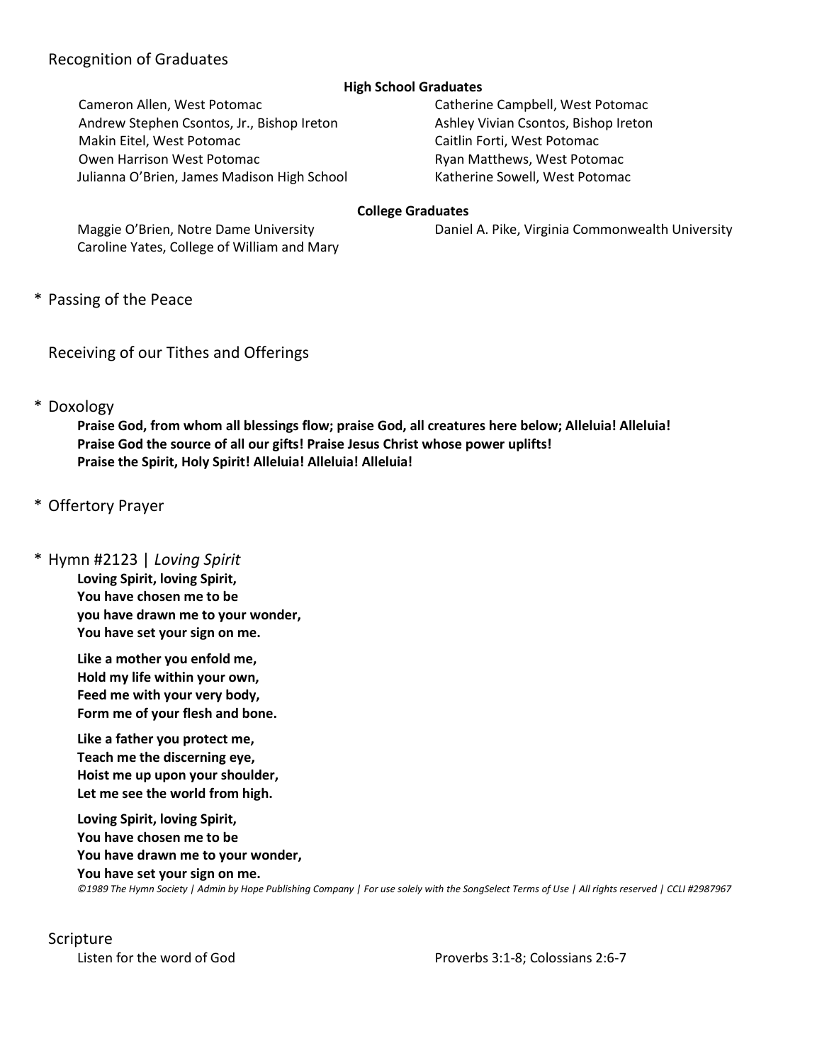## Recognition of Graduates

**High School Graduates**

Cameron Allen, West Potomac
Catherine Campbell, West Potomac
Andrew Stephen Csontos, Jr., Bishop Ireton
Ashley Vivian Csontos, Bishop Ireton
Makin Eitel, West Potomac
Caitlin Forti, West Potomac
Owen Harrison West Potomac
Ryan Matthews, West Potomac
Julianna O'Brien, James Madison High School
Katherine Sowell, West Potomac

**College Graduates**

Maggie O'Brien, Notre Dame University
Daniel A. Pike, Virginia Commonwealth University
Caroline Yates, College of William and Mary

## * Passing of the Peace

## Receiving of our Tithes and Offerings

## * Doxology

**Praise God, from whom all blessings flow; praise God, all creatures here below; Alleluia! Alleluia!**
**Praise God the source of all our gifts! Praise Jesus Christ whose power uplifts!**
**Praise the Spirit, Holy Spirit! Alleluia! Alleluia! Alleluia!**

## * Offertory Prayer

## * Hymn #2123 | *Loving Spirit*

**Loving Spirit, loving Spirit,**
**You have chosen me to be**
**you have drawn me to your wonder,**
**You have set your sign on me.**

**Like a mother you enfold me,**
**Hold my life within your own,**
**Feed me with your very body,**
**Form me of your flesh and bone.**

**Like a father you protect me,**
**Teach me the discerning eye,**
**Hoist me up upon your shoulder,**
**Let me see the world from high.**

**Loving Spirit, loving Spirit,**
**You have chosen me to be**
**You have drawn me to your wonder,**
**You have set your sign on me.**

*©1989 The Hymn Society | Admin by Hope Publishing Company | For use solely with the SongSelect Terms of Use | All rights reserved | CCLI #2987967*

## Scripture

Listen for the word of God — Proverbs 3:1-8; Colossians 2:6-7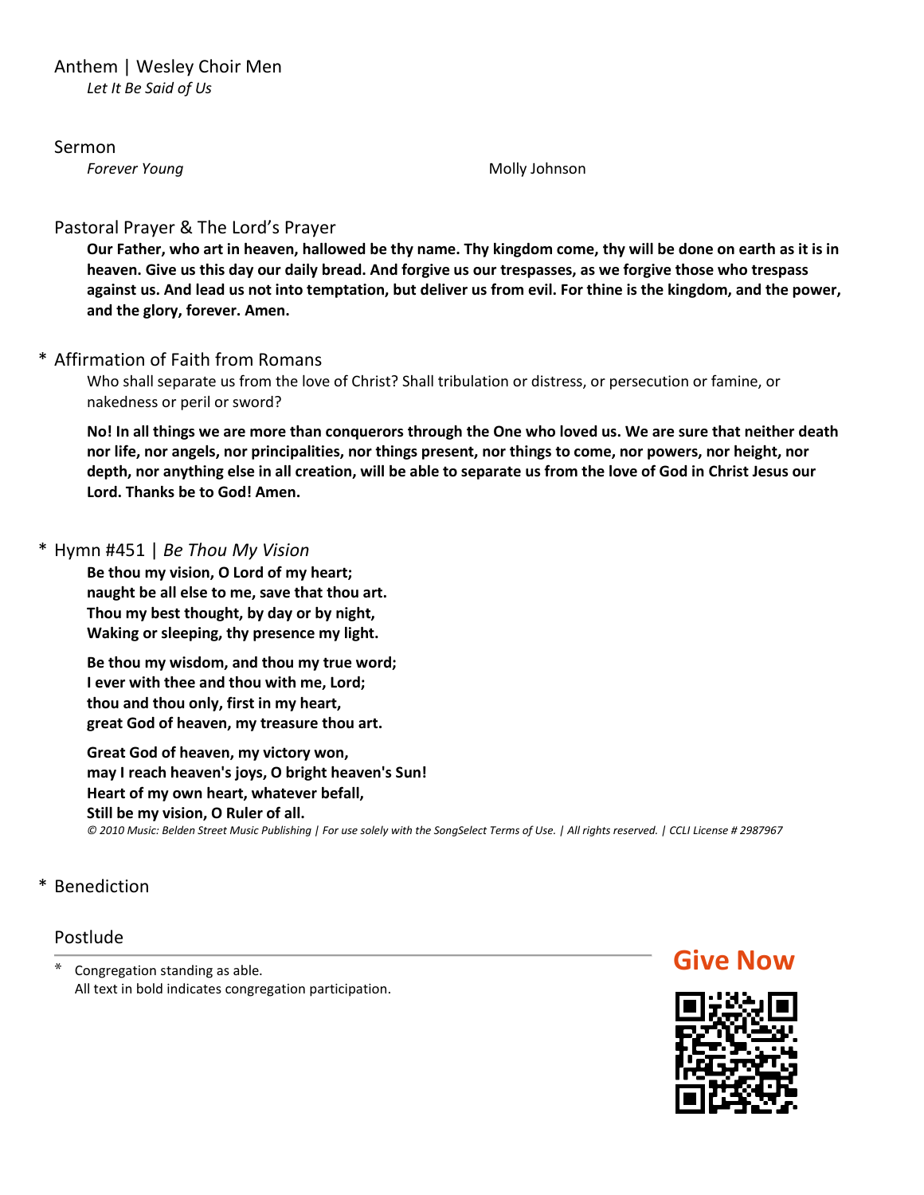Anthem | Wesley Choir Men

*Let It Be Said of Us*

Sermon

*Forever Young* Molly Johnson

Pastoral Prayer & The Lord's Prayer

**Our Father, who art in heaven, hallowed be thy name. Thy kingdom come, thy will be done on earth as it is in heaven. Give us this day our daily bread. And forgive us our trespasses, as we forgive those who trespass against us. And lead us not into temptation, but deliver us from evil. For thine is the kingdom, and the power, and the glory, forever. Amen.**

\* Affirmation of Faith from Romans

Who shall separate us from the love of Christ? Shall tribulation or distress, or persecution or famine, or nakedness or peril or sword?

**No! In all things we are more than conquerors through the One who loved us. We are sure that neither death nor life, nor angels, nor principalities, nor things present, nor things to come, nor powers, nor height, nor depth, nor anything else in all creation, will be able to separate us from the love of God in Christ Jesus our Lord. Thanks be to God! Amen.**

\* Hymn #451 | *Be Thou My Vision*

**Be thou my vision, O Lord of my heart;**
**naught be all else to me, save that thou art.**
**Thou my best thought, by day or by night,**
**Waking or sleeping, thy presence my light.**

**Be thou my wisdom, and thou my true word;**
**I ever with thee and thou with me, Lord;**
**thou and thou only, first in my heart,**
**great God of heaven, my treasure thou art.**

**Great God of heaven, my victory won,**
**may I reach heaven's joys, O bright heaven's Sun!**
**Heart of my own heart, whatever befall,**
**Still be my vision, O Ruler of all.**

*© 2010 Music: Belden Street Music Publishing | For use solely with the SongSelect Terms of Use. | All rights reserved. | CCLI License # 2987967*

\* Benediction

Postlude

---

\* Congregation standing as able.
All text in bold indicates congregation participation.

**Give Now**